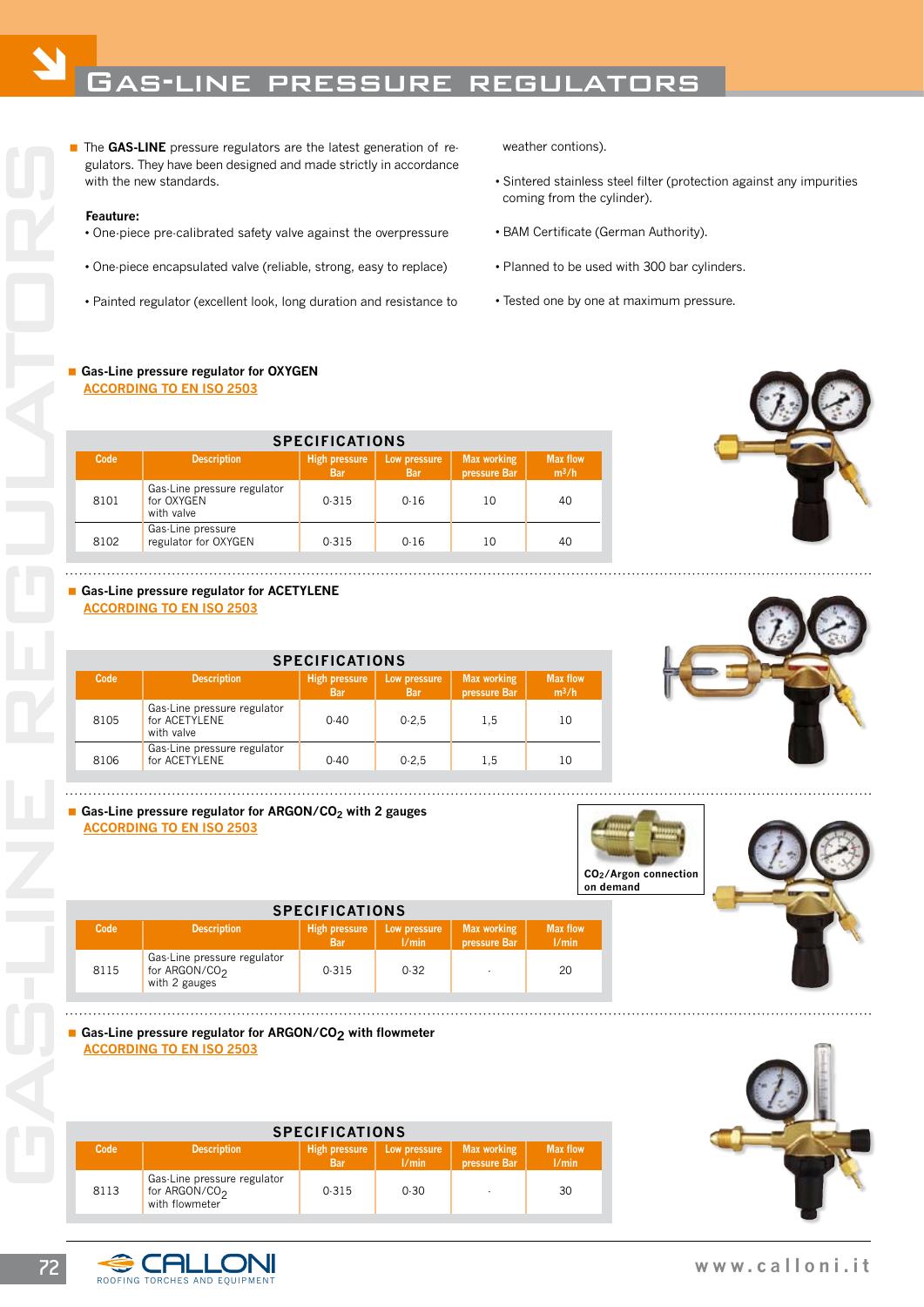# Gas-line pressure regulators

- The **GAS-LINE** pressure regulators are the latest generation of regulators. They have been designed and made strictly in accordance with the new standards.

**Feauture:**

- One-piece pre-calibrated safety valve against the overpressure
- One-piece encapsulated valve (reliable, strong, easy to replace)
- Painted regulator (excellent look, long duration and resistance to weather contions).
- Sintered stainless steel filter (protection against any impurities coming from the cylinder).
- BAM Certificate (German Authority).
- Planned to be used with 300 bar cylinders.
- Tested one by one at maximum pressure.

## Gas-Line pressure regulator for OXYGEN

ACCORDING TO EN ISO 2503

**SPECIFICATIONS**

| Code | Description | High pressure Bar | Low pressure Bar | Max working pressure Bar | Max flow $m^3/h$ |
|---|---|---|---|---|---|
| 8101 | Gas-Line pressure regulator for OXYGEN with valve | 0-315 | 0-16 | 10 | 40 |
| 8102 | Gas-Line pressure regulator for OXYGEN | 0-315 | 0-16 | 10 | 40 |

## Gas-Line pressure regulator for ACETYLENE

ACCORDING TO EN ISO 2503

**SPECIFICATIONS**

| Code | Description | High pressure Bar | Low pressure Bar | Max working pressure Bar | Max flow $m^3/h$ |
|---|---|---|---|---|---|
| 8105 | Gas-Line pressure regulator for ACETYLENE with valve | 0-40 | 0-2,5 | 1,5 | 10 |
| 8106 | Gas-Line pressure regulator for ACETYLENE | 0-40 | 0-2,5 | 1,5 | 10 |

## Gas-Line pressure regulator for ARGON/$CO_2$ with 2 gauges

ACCORDING TO EN ISO 2503

$CO_2$/Argon connection on demand

**SPECIFICATIONS**

| Code | Description | High pressure Bar | Low pressure l/min | Max working pressure Bar | Max flow l/min |
|---|---|---|---|---|---|
| 8115 | Gas-Line pressure regulator for ARGON/$CO_2$ with 2 gauges | 0-315 | 0-32 | - | 20 |

## Gas-Line pressure regulator for ARGON/$CO_2$ with flowmeter

ACCORDING TO EN ISO 2503

**SPECIFICATIONS**

| Code | Description | High pressure Bar | Low pressure l/min | Max working pressure Bar | Max flow l/min |
|---|---|---|---|---|---|
| 8113 | Gas-Line pressure regulator for ARGON/$CO_2$ with flowmeter | 0-315 | 0-30 | - | 30 |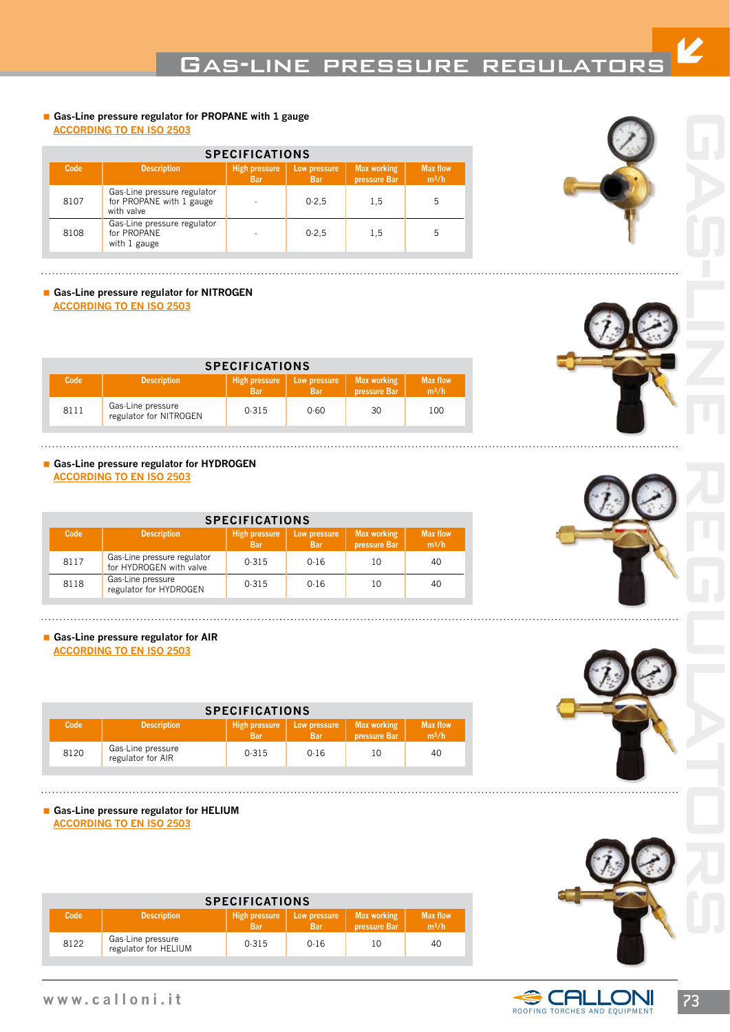# Gas-line pressure regulators

## Gas-Line pressure regulator for PROPANE with 1 gauge

ACCORDING TO EN ISO 2503

**SPECIFICATIONS**

| Code | Description | High pressure Bar | Low pressure Bar | Max working pressure Bar | Max flow $m^3/h$ |
|---|---|---|---|---|---|
| 8107 | Gas-Line pressure regulator for PROPANE with 1 gauge with valve | - | 0-2,5 | 1,5 | 5 |
| 8108 | Gas-Line pressure regulator for PROPANE with 1 gauge | - | 0-2,5 | 1,5 | 5 |

## Gas-Line pressure regulator for NITROGEN

ACCORDING TO EN ISO 2503

**SPECIFICATIONS**

| Code | Description | High pressure Bar | Low pressure Bar | Max working pressure Bar | Max flow $m^3/h$ |
|---|---|---|---|---|---|
| 8111 | Gas-Line pressure regulator for NITROGEN | 0-315 | 0-60 | 30 | 100 |

## Gas-Line pressure regulator for HYDROGEN

ACCORDING TO EN ISO 2503

**SPECIFICATIONS**

| Code | Description | High pressure Bar | Low pressure Bar | Max working pressure Bar | Max flow $m^3/h$ |
|---|---|---|---|---|---|
| 8117 | Gas-Line pressure regulator for HYDROGEN with valve | 0-315 | 0-16 | 10 | 40 |
| 8118 | Gas-Line pressure regulator for HYDROGEN | 0-315 | 0-16 | 10 | 40 |

## Gas-Line pressure regulator for AIR

ACCORDING TO EN ISO 2503

**SPECIFICATIONS**

| Code | Description | High pressure Bar | Low pressure Bar | Max working pressure Bar | Max flow $m^3/h$ |
|---|---|---|---|---|---|
| 8120 | Gas-Line pressure regulator for AIR | 0-315 | 0-16 | 10 | 40 |

## Gas-Line pressure regulator for HELIUM

ACCORDING TO EN ISO 2503

**SPECIFICATIONS**

| Code | Description | High pressure Bar | Low pressure Bar | Max working pressure Bar | Max flow $m^3/h$ |
|---|---|---|---|---|---|
| 8122 | Gas-Line pressure regulator for HELIUM | 0-315 | 0-16 | 10 | 40 |

www.calloni.it

CALLONI ROOFING TORCHES AND EQUIPMENT